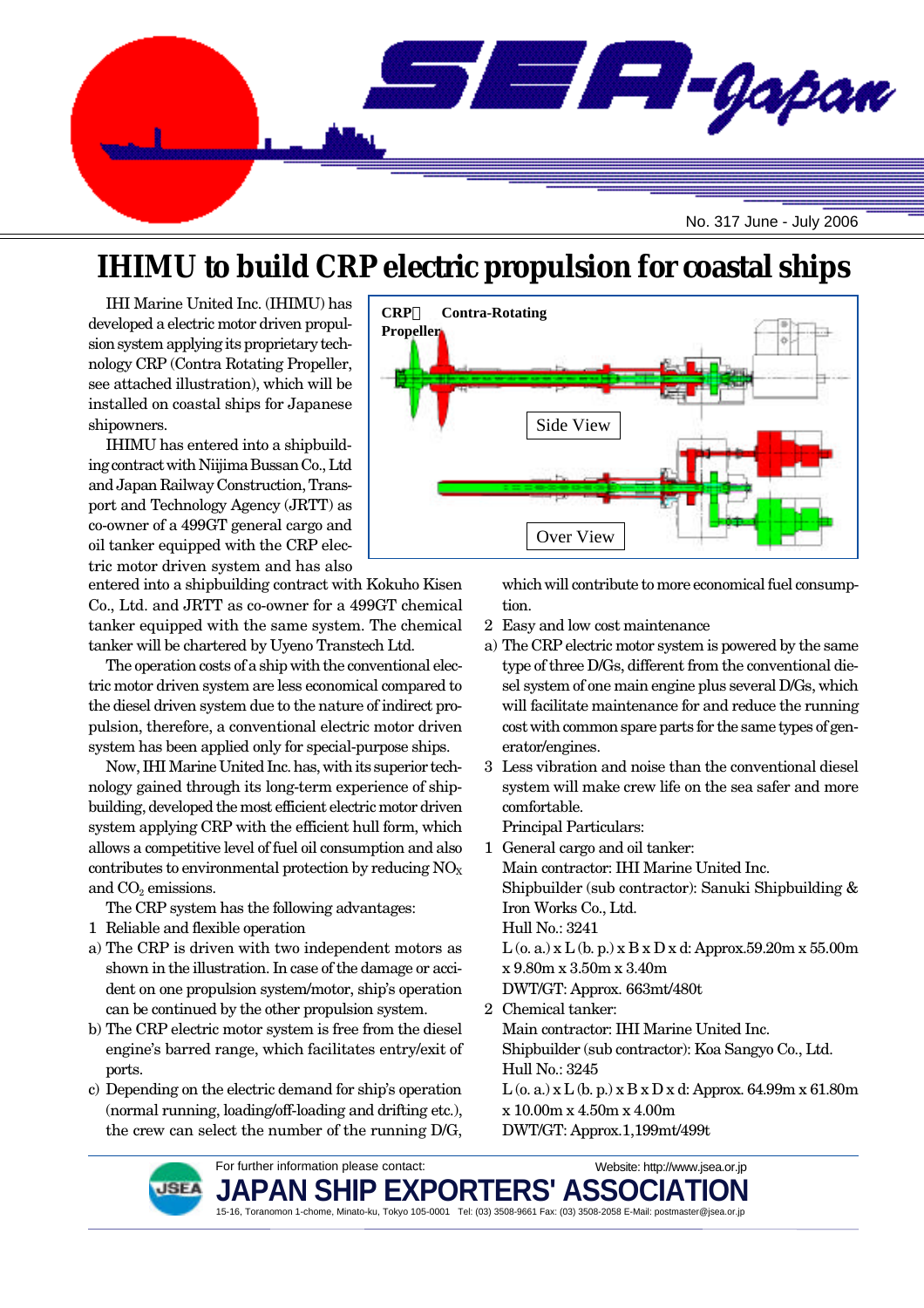# IHIMU to build CRP electric propulsion for coastal ships

IHI Marine United Inc. (IHIMU) has developed a electric motor driven propulsion system applying its proprietary technology CRP (Contra Rotating Propeller, see attached illustration), which will be installed on coastal ships for Japanese shipowners.

IHIMU has entered into a shipbuilding contract with Niijima Bussan Co., Ltd and Japan Railway Construction, Transport and Technology Agency (JRTT) as co-owner of a 499GT general cargo and oil tanker equipped with the CRP electric motor driven system and has also entered into a shipbuilding contract with Kokuho Kisen Co., Ltd. and JRTT as co-owner for a 499GT chemical tanker equipped with the same system. The chemical tanker will be chartered by Uyeno Transtech Ltd.

The operation costs of a ship with the conventional electric motor driven system are less economical compared to the diesel driven system due to the nature of indirect propulsion, therefore, a conventional electric motor driven system has been applied only for special-purpose ships.

Now, IHI Marine United Inc. has, with its superior technology gained through its long-term experience of shipbuilding, developed the most efficient electric motor driven system applying CRP with the efficient hull form, which allows a competitive level of fuel oil consumption and also contributes to environmental protection by reducing $NO_X$ and $CO_2$ emissions.

The CRP system has the following advantages:

1 Reliable and flexible operation

a) The CRP is driven with two independent motors as shown in the illustration. In case of the damage or accident on one propulsion system/motor, ship's operation can be continued by the other propulsion system.

b) The CRP electric motor system is free from the diesel engine's barred range, which facilitates entry/exit of ports.

c) Depending on the electric demand for ship's operation (normal running, loading/off-loading and drifting etc.), the crew can select the number of the running D/G, which will contribute to more economical fuel consumption.

2 Easy and low cost maintenance

a) The CRP electric motor system is powered by the same type of three D/Gs, different from the conventional diesel system of one main engine plus several D/Gs, which will facilitate maintenance for and reduce the running cost with common spare parts for the same types of generator/engines.

3 Less vibration and noise than the conventional diesel system will make crew life on the sea safer and more comfortable.

Principal Particulars:

1 General cargo and oil tanker:
Main contractor: IHI Marine United Inc.
Shipbuilder (sub contractor): Sanuki Shipbuilding & Iron Works Co., Ltd.
Hull No.: 3241
L (o. a.) x L (b. p.) x B x D x d: Approx.59.20m x 55.00m x 9.80m x 3.50m x 3.40m
DWT/GT: Approx. 663mt/480t

2 Chemical tanker:
Main contractor: IHI Marine United Inc.
Shipbuilder (sub contractor): Koa Sangyo Co., Ltd.
Hull No.: 3245
L (o. a.) x L (b. p.) x B x D x d: Approx. 64.99m x 61.80m x 10.00m x 4.50m x 4.00m
DWT/GT: Approx.1,199mt/499t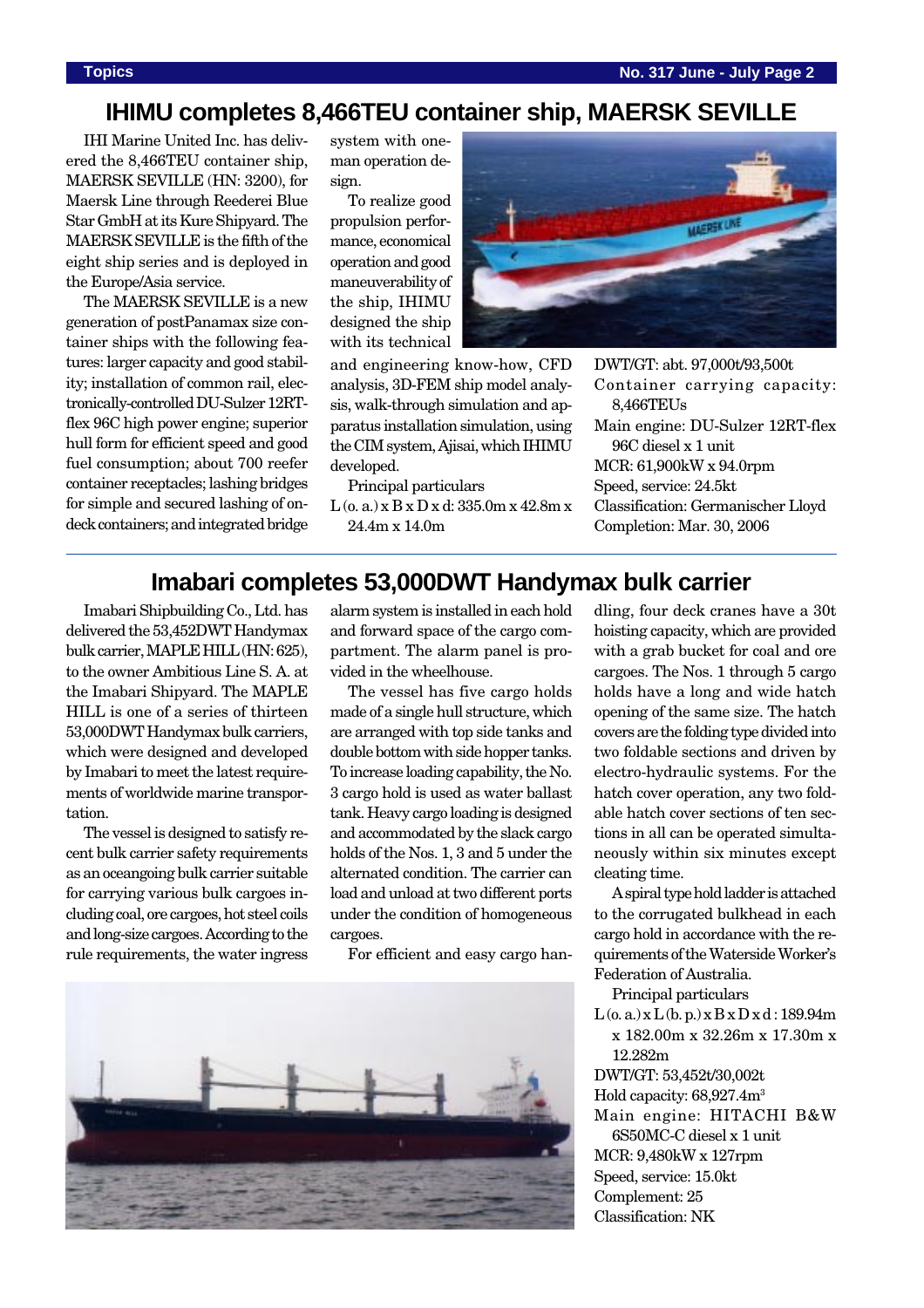## IHIMU completes 8,466TEU container ship, MAERSK SEVILLE

IHI Marine United Inc. has delivered the 8,466TEU container ship, MAERSK SEVILLE (HN: 3200), for Maersk Line through Reederei Blue Star GmbH at its Kure Shipyard. The MAERSK SEVILLE is the fifth of the eight ship series and is deployed in the Europe/Asia service.

The MAERSK SEVILLE is a new generation of postPanamax size container ships with the following features: larger capacity and good stability; installation of common rail, electronically-controlled DU-Sulzer 12RT-flex 96C high power engine; superior hull form for efficient speed and good fuel consumption; about 700 reefer container receptacles; lashing bridges for simple and secured lashing of on-deck containers; and integrated bridge system with one-man operation design.

To realize good propulsion performance, economical operation and good maneuverability of the ship, IHIMU designed the ship with its technical and engineering know-how, CFD analysis, 3D-FEM ship model analysis, walk-through simulation and apparatus installation simulation, using the CIM system, Ajisai, which IHIMU developed.

Principal particulars

L (o. a.) x B x D x d: 335.0m x 42.8m x 24.4m x 14.0m
DWT/GT: abt. 97,000t/93,500t
Container carrying capacity: 8,466TEUs
Main engine: DU-Sulzer 12RT-flex 96C diesel x 1 unit
MCR: 61,900kW x 94.0rpm
Speed, service: 24.5kt
Classification: Germanischer Lloyd
Completion: Mar. 30, 2006

## Imabari completes 53,000DWT Handymax bulk carrier

Imabari Shipbuilding Co., Ltd. has delivered the 53,452DWT Handymax bulk carrier, MAPLE HILL (HN: 625), to the owner Ambitious Line S. A. at the Imabari Shipyard. The MAPLE HILL is one of a series of thirteen 53,000DWT Handymax bulk carriers, which were designed and developed by Imabari to meet the latest requirements of worldwide marine transportation.

The vessel is designed to satisfy recent bulk carrier safety requirements as an oceangoing bulk carrier suitable for carrying various bulk cargoes including coal, ore cargoes, hot steel coils and long-size cargoes. According to the rule requirements, the water ingress alarm system is installed in each hold and forward space of the cargo compartment. The alarm panel is provided in the wheelhouse.

The vessel has five cargo holds made of a single hull structure, which are arranged with top side tanks and double bottom with side hopper tanks. To increase loading capability, the No. 3 cargo hold is used as water ballast tank. Heavy cargo loading is designed and accommodated by the slack cargo holds of the Nos. 1, 3 and 5 under the alternated condition. The carrier can load and unload at two different ports under the condition of homogeneous cargoes.

For efficient and easy cargo handling, four deck cranes have a 30t hoisting capacity, which are provided with a grab bucket for coal and ore cargoes. The Nos. 1 through 5 cargo holds have a long and wide hatch opening of the same size. The hatch covers are the folding type divided into two foldable sections and driven by electro-hydraulic systems. For the hatch cover operation, any two foldable hatch cover sections of ten sections in all can be operated simultaneously within six minutes except cleating time.

A spiral type hold ladder is attached to the corrugated bulkhead in each cargo hold in accordance with the requirements of the Waterside Worker's Federation of Australia.

Principal particulars

L (o. a.) x L (b. p.) x B x D x d : 189.94m x 182.00m x 32.26m x 17.30m x 12.282m
DWT/GT: 53,452t/30,002t
Hold capacity: 68,927.4m$^3$
Main engine: HITACHI B&W 6S50MC-C diesel x 1 unit
MCR: 9,480kW x 127rpm
Speed, service: 15.0kt
Complement: 25
Classification: NK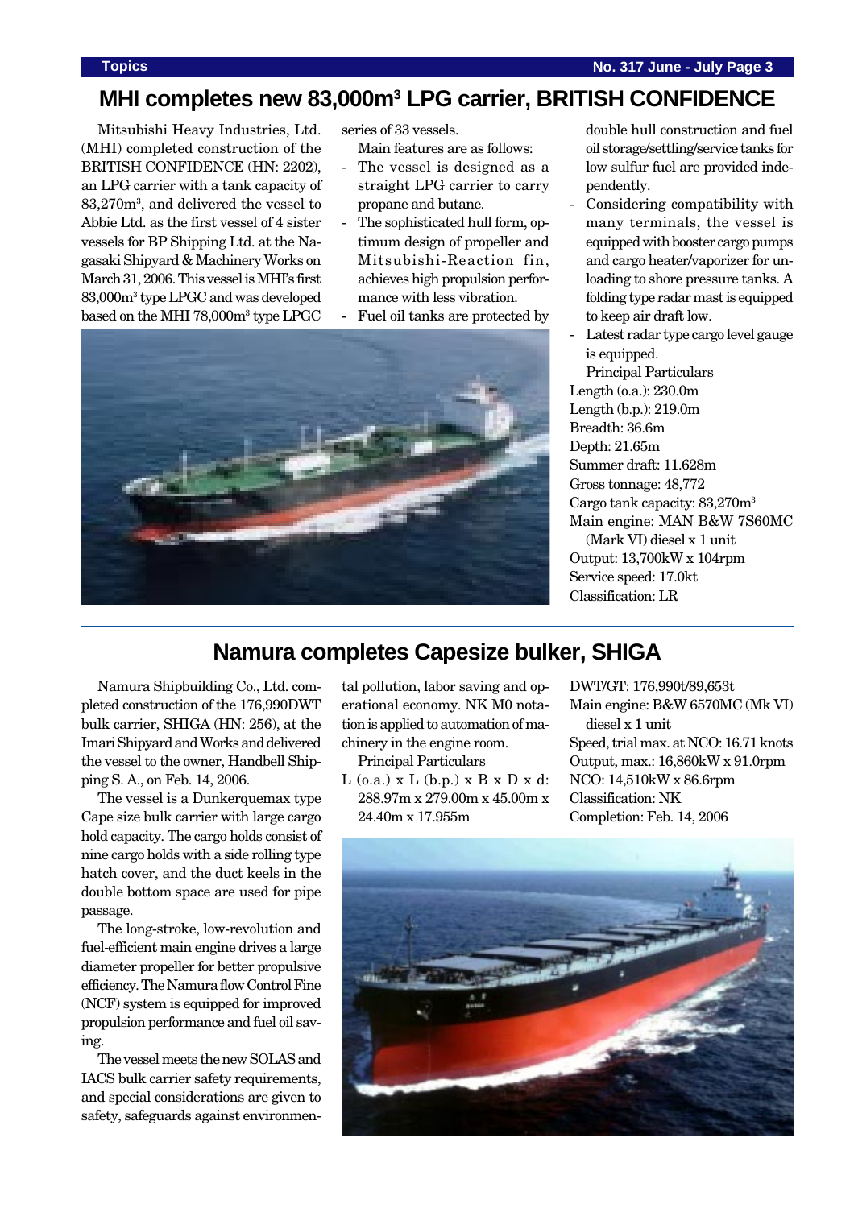## MHI completes new 83,000m$^3$ LPG carrier, BRITISH CONFIDENCE

Mitsubishi Heavy Industries, Ltd. (MHI) completed construction of the BRITISH CONFIDENCE (HN: 2202), an LPG carrier with a tank capacity of 83,270m$^3$, and delivered the vessel to Abbie Ltd. as the first vessel of 4 sister vessels for BP Shipping Ltd. at the Nagasaki Shipyard & Machinery Works on March 31, 2006. This vessel is MHI's first 83,000m$^3$ type LPGC and was developed based on the MHI 78,000m$^3$ type LPGC series of 33 vessels.

Main features are as follows:

- The vessel is designed as a straight LPG carrier to carry propane and butane.
- The sophisticated hull form, optimum design of propeller and Mitsubishi-Reaction fin, achieves high propulsion performance with less vibration.
- Fuel oil tanks are protected by double hull construction and fuel oil storage/settling/service tanks for low sulfur fuel are provided independently.
- Considering compatibility with many terminals, the vessel is equipped with booster cargo pumps and cargo heater/vaporizer for unloading to shore pressure tanks. A folding type radar mast is equipped to keep air draft low.
- Latest radar type cargo level gauge is equipped.

Principal Particulars

Length (o.a.): 230.0m
Length (b.p.): 219.0m
Breadth: 36.6m
Depth: 21.65m
Summer draft: 11.628m
Gross tonnage: 48,772
Cargo tank capacity: 83,270m$^3$
Main engine: MAN B&W 7S60MC (Mark VI) diesel x 1 unit
Output: 13,700kW x 104rpm
Service speed: 17.0kt
Classification: LR

## Namura completes Capesize bulker, SHIGA

Namura Shipbuilding Co., Ltd. completed construction of the 176,990DWT bulk carrier, SHIGA (HN: 256), at the Imari Shipyard and Works and delivered the vessel to the owner, Handbell Shipping S. A., on Feb. 14, 2006.

The vessel is a Dunkerquemax type Cape size bulk carrier with large cargo hold capacity. The cargo holds consist of nine cargo holds with a side rolling type hatch cover, and the duct keels in the double bottom space are used for pipe passage.

The long-stroke, low-revolution and fuel-efficient main engine drives a large diameter propeller for better propulsive efficiency. The Namura flow Control Fine (NCF) system is equipped for improved propulsion performance and fuel oil saving.

The vessel meets the new SOLAS and IACS bulk carrier safety requirements, and special considerations are given to safety, safeguards against environmental pollution, labor saving and operational economy. NK M0 notation is applied to automation of machinery in the engine room.

Principal Particulars

L (o.a.) x L (b.p.) x B x D x d: 288.97m x 279.00m x 45.00m x 24.40m x 17.955m
DWT/GT: 176,990t/89,653t
Main engine: B&W 6570MC (Mk VI) diesel x 1 unit
Speed, trial max. at NCO: 16.71 knots
Output, max.: 16,860kW x 91.0rpm
NCO: 14,510kW x 86.6rpm
Classification: NK
Completion: Feb. 14, 2006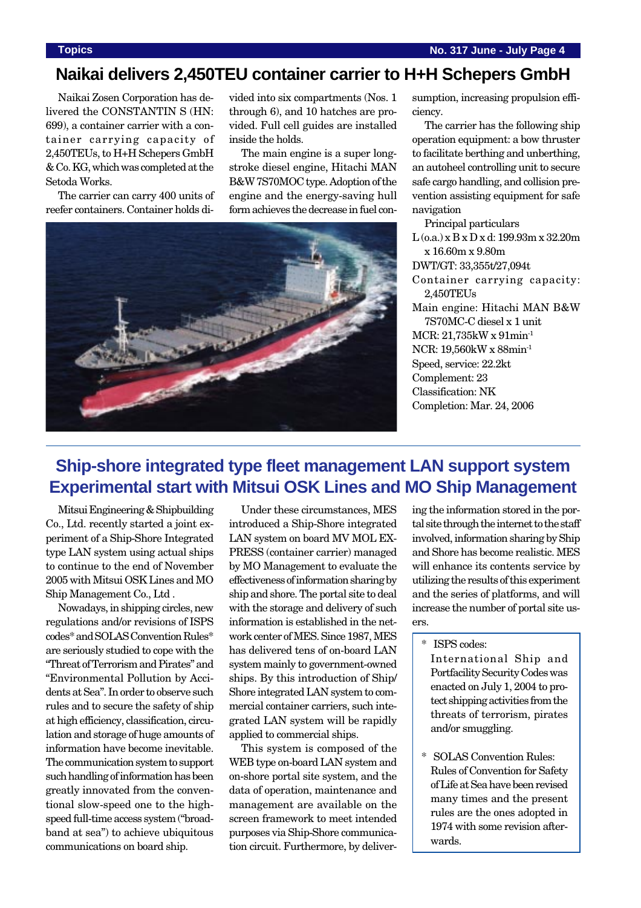## Naikai delivers 2,450TEU container carrier to H+H Schepers GmbH

Naikai Zosen Corporation has delivered the CONSTANTIN S (HN: 699), a container carrier with a container carrying capacity of 2,450TEUs, to H+H Schepers GmbH & Co. KG, which was completed at the Setoda Works.

The carrier can carry 400 units of reefer containers. Container holds divided into six compartments (Nos. 1 through 6), and 10 hatches are provided. Full cell guides are installed inside the holds.

The main engine is a super long-stroke diesel engine, Hitachi MAN B&W 7S70MOC type. Adoption of the engine and the energy-saving hull form achieves the decrease in fuel consumption, increasing propulsion efficiency.

The carrier has the following ship operation equipment: a bow thruster to facilitate berthing and unberthing, an autoheel controlling unit to secure safe cargo handling, and collision prevention assisting equipment for safe navigation

Principal particulars

L (o.a.) x B x D x d: 199.93m x 32.20m x 16.60m x 9.80m
DWT/GT: 33,355t/27,094t
Container carrying capacity: 2,450TEUs
Main engine: Hitachi MAN B&W 7S70MC-C diesel x 1 unit
MCR: 21,735kW x 91min$^{-1}$
NCR: 19,560kW x 88min$^{-1}$
Speed, service: 22.2kt
Complement: 23
Classification: NK
Completion: Mar. 24, 2006

## Ship-shore integrated type fleet management LAN support system Experimental start with Mitsui OSK Lines and MO Ship Management

Mitsui Engineering & Shipbuilding Co., Ltd. recently started a joint experiment of a Ship-Shore Integrated type LAN system using actual ships to continue to the end of November 2005 with Mitsui OSK Lines and MO Ship Management Co., Ltd .

Nowadays, in shipping circles, new regulations and/or revisions of ISPS codes* and SOLAS Convention Rules* are seriously studied to cope with the "Threat of Terrorism and Pirates" and "Environmental Pollution by Accidents at Sea". In order to observe such rules and to secure the safety of ship at high efficiency, classification, circulation and storage of huge amounts of information have become inevitable. The communication system to support such handling of information has been greatly innovated from the conventional slow-speed one to the high-speed full-time access system ("broadband at sea") to achieve ubiquitous communications on board ship.

Under these circumstances, MES introduced a Ship-Shore integrated LAN system on board MV MOL EXPRESS (container carrier) managed by MO Management to evaluate the effectiveness of information sharing by ship and shore. The portal site to deal with the storage and delivery of such information is established in the network center of MES. Since 1987, MES has delivered tens of on-board LAN system mainly to government-owned ships. By this introduction of Ship/Shore integrated LAN system to commercial container carriers, such integrated LAN system will be rapidly applied to commercial ships.

This system is composed of the WEB type on-board LAN system and on-shore portal site system, and the data of operation, maintenance and management are available on the screen framework to meet intended purposes via Ship-Shore communication circuit. Furthermore, by delivering the information stored in the portal site through the internet to the staff involved, information sharing by Ship and Shore has become realistic. MES will enhance its contents service by utilizing the results of this experiment and the series of platforms, and will increase the number of portal site users.

\* ISPS codes:
International Ship and Portfacility Security Codes was enacted on July 1, 2004 to protect shipping activities from the threats of terrorism, pirates and/or smuggling.

\* SOLAS Convention Rules:
Rules of Convention for Safety of Life at Sea have been revised many times and the present rules are the ones adopted in 1974 with some revision afterwards.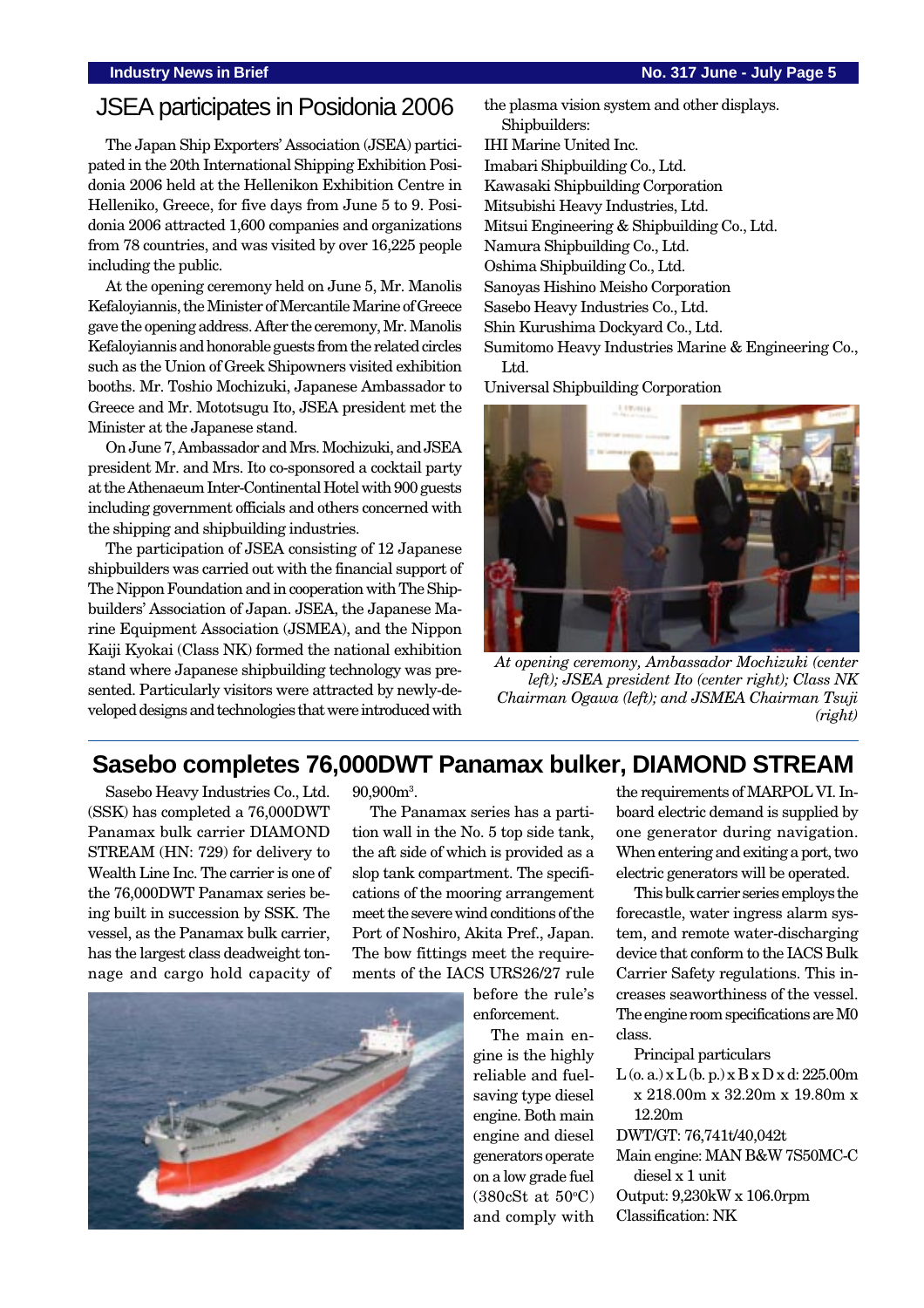## JSEA participates in Posidonia 2006

The Japan Ship Exporters' Association (JSEA) participated in the 20th International Shipping Exhibition Posidonia 2006 held at the Hellenikon Exhibition Centre in Helleniko, Greece, for five days from June 5 to 9. Posidonia 2006 attracted 1,600 companies and organizations from 78 countries, and was visited by over 16,225 people including the public.

At the opening ceremony held on June 5, Mr. Manolis Kefaloyiannis, the Minister of Mercantile Marine of Greece gave the opening address. After the ceremony, Mr. Manolis Kefaloyiannis and honorable guests from the related circles such as the Union of Greek Shipowners visited exhibition booths. Mr. Toshio Mochizuki, Japanese Ambassador to Greece and Mr. Mototsugu Ito, JSEA president met the Minister at the Japanese stand.

On June 7, Ambassador and Mrs. Mochizuki, and JSEA president Mr. and Mrs. Ito co-sponsored a cocktail party at the Athenaeum Inter-Continental Hotel with 900 guests including government officials and others concerned with the shipping and shipbuilding industries.

The participation of JSEA consisting of 12 Japanese shipbuilders was carried out with the financial support of The Nippon Foundation and in cooperation with The Shipbuilders' Association of Japan. JSEA, the Japanese Marine Equipment Association (JSMEA), and the Nippon Kaiji Kyokai (Class NK) formed the national exhibition stand where Japanese shipbuilding technology was presented. Particularly visitors were attracted by newly-developed designs and technologies that were introduced with the plasma vision system and other displays.

Shipbuilders:

IHI Marine United Inc.
Imabari Shipbuilding Co., Ltd.
Kawasaki Shipbuilding Corporation
Mitsubishi Heavy Industries, Ltd.
Mitsui Engineering & Shipbuilding Co., Ltd.
Namura Shipbuilding Co., Ltd.
Oshima Shipbuilding Co., Ltd.
Sanoyas Hishino Meisho Corporation
Sasebo Heavy Industries Co., Ltd.
Shin Kurushima Dockyard Co., Ltd.
Sumitomo Heavy Industries Marine & Engineering Co., Ltd.
Universal Shipbuilding Corporation

*At opening ceremony, Ambassador Mochizuki (center left); JSEA president Ito (center right); Class NK Chairman Ogawa (left); and JSMEA Chairman Tsuji (right)*

## Sasebo completes 76,000DWT Panamax bulker, DIAMOND STREAM

Sasebo Heavy Industries Co., Ltd. (SSK) has completed a 76,000DWT Panamax bulk carrier DIAMOND STREAM (HN: 729) for delivery to Wealth Line Inc. The carrier is one of the 76,000DWT Panamax series being built in succession by SSK. The vessel, as the Panamax bulk carrier, has the largest class deadweight tonnage and cargo hold capacity of 90,900m$^3$.

The Panamax series has a partition wall in the No. 5 top side tank, the aft side of which is provided as a slop tank compartment. The specifications of the mooring arrangement meet the severe wind conditions of the Port of Noshiro, Akita Pref., Japan. The bow fittings meet the requirements of the IACS URS26/27 rule before the rule's enforcement.

The main engine is the highly reliable and fuel-saving type diesel engine. Both main engine and diesel generators operate on a low grade fuel (380cSt at 50°C) and comply with the requirements of MARPOL VI. Inboard electric demand is supplied by one generator during navigation. When entering and exiting a port, two electric generators will be operated.

This bulk carrier series employs the forecastle, water ingress alarm system, and remote water-discharging device that conform to the IACS Bulk Carrier Safety regulations. This increases seaworthiness of the vessel. The engine room specifications are M0 class.

Principal particulars

L (o. a.) x L (b. p.) x B x D x d: 225.00m x 218.00m x 32.20m x 19.80m x 12.20m
DWT/GT: 76,741t/40,042t
Main engine: MAN B&W 7S50MC-C diesel x 1 unit
Output: 9,230kW x 106.0rpm
Classification: NK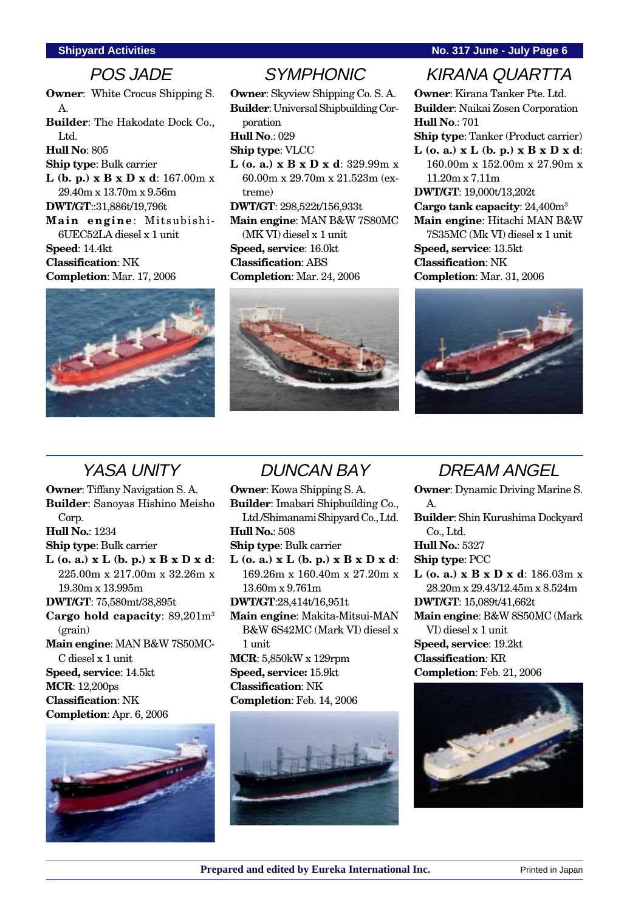## POS JADE

**Owner**: White Crocus Shipping S. A.
**Builder**: The Hakodate Dock Co., Ltd.
**Hull No**: 805
**Ship type**: Bulk carrier
**L (b. p.) x B x D x d**: 167.00m x 29.40m x 13.70m x 9.56m
**DWT/GT**::31,886t/19,796t
**Main engine**: Mitsubishi-6UEC52LA diesel x 1 unit
**Speed**: 14.4kt
**Classification**: NK
**Completion**: Mar. 17, 2006

## SYMPHONIC

**Owner**: Skyview Shipping Co. S. A.
**Builder**: Universal Shipbuilding Corporation
**Hull No.**: 029
**Ship type**: VLCC
**L (o. a.) x B x D x d**: 329.99m x 60.00m x 29.70m x 21.523m (extreme)
**DWT/GT**: 298,522t/156,933t
**Main engine**: MAN B&W 7S80MC (MK VI) diesel x 1 unit
**Speed, service**: 16.0kt
**Classification**: ABS
**Completion**: Mar. 24, 2006

## KIRANA QUARTTA

**Owner**: Kirana Tanker Pte. Ltd.
**Builder**: Naikai Zosen Corporation
**Hull No.**: 701
**Ship type**: Tanker (Product carrier)
**L (o. a.) x L (b. p.) x B x D x d**: 160.00m x 152.00m x 27.90m x 11.20m x 7.11m
**DWT/GT**: 19,000t/13,202t
**Cargo tank capacity**: 24,400m$^3$
**Main engine**: Hitachi MAN B&W 7S35MC (Mk VI) diesel x 1 unit
**Speed, service**: 13.5kt
**Classification**: NK
**Completion**: Mar. 31, 2006

## YASA UNITY

**Owner**: Tiffany Navigation S. A.
**Builder**: Sanoyas Hishino Meisho Corp.
**Hull No.**: 1234
**Ship type**: Bulk carrier
**L (o. a.) x L (b. p.) x B x D x d**: 225.00m x 217.00m x 32.26m x 19.30m x 13.995m
**DWT/GT**: 75,580mt/38,895t
**Cargo hold capacity**: 89,201m$^3$ (grain)
**Main engine**: MAN B&W 7S50MC-C diesel x 1 unit
**Speed, service**: 14.5kt
**MCR**: 12,200ps
**Classification**: NK
**Completion**: Apr. 6, 2006

## DUNCAN BAY

**Owner**: Kowa Shipping S. A.
**Builder**: Imabari Shipbuilding Co., Ltd./Shimanami Shipyard Co., Ltd.
**Hull No.**: 508
**Ship type**: Bulk carrier
**L (o. a.) x L (b. p.) x B x D x d**: 169.26m x 160.40m x 27.20m x 13.60m x 9.761m
**DWT/GT**:28,414t/16,951t
**Main engine**: Makita-Mitsui-MAN B&W 6S42MC (Mark VI) diesel x 1 unit
**MCR**: 5,850kW x 129rpm
**Speed, service:** 15.9kt
**Classification**: NK
**Completion**: Feb. 14, 2006

## DREAM ANGEL

**Owner**: Dynamic Driving Marine S. A.
**Builder**: Shin Kurushima Dockyard Co., Ltd.
**Hull No.**: 5327
**Ship type**: PCC
**L (o. a.) x B x D x d**: 186.03m x 28.20m x 29.43/12.45m x 8.524m
**DWT/GT**: 15,089t/41,662t
**Main engine**: B&W 8S50MC (Mark VI) diesel x 1 unit
**Speed, service**: 19.2kt
**Classification**: KR
**Completion**: Feb. 21, 2006

**Prepared and edited by Eureka International Inc.**

Printed in Japan